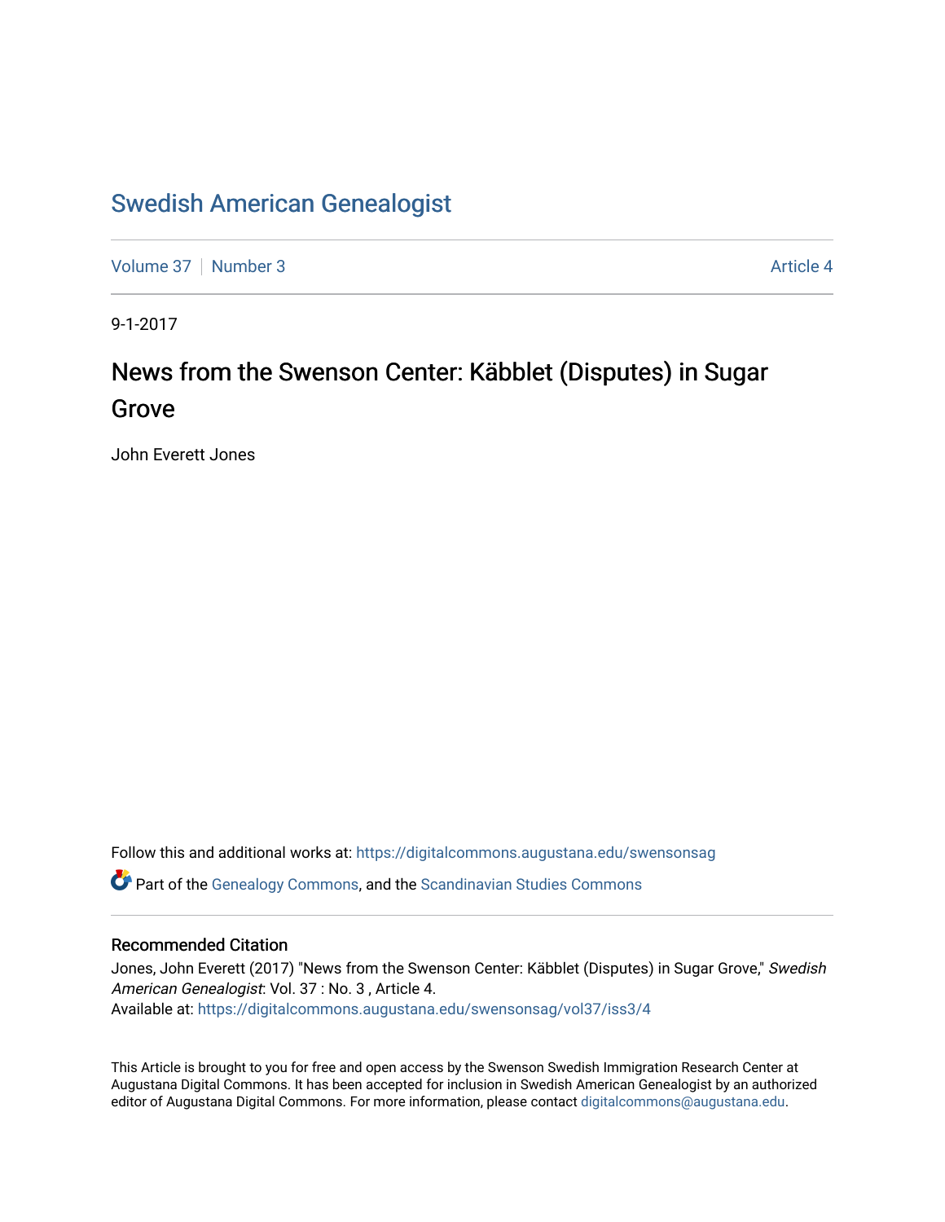# Swedish American Genealogist

Volume 37 | Number 3 | Article 4

9-1-2017

## News from the Swenson Center: Käbblet (Disputes) in Sugar Grove

John Everett Jones

Follow this and additional works at: https://digitalcommons.augustana.edu/swensonsag

Part of the Genealogy Commons, and the Scandinavian Studies Commons

### Recommended Citation

Jones, John Everett (2017) "News from the Swenson Center: Käbblet (Disputes) in Sugar Grove," *Swedish American Genealogist*: Vol. 37 : No. 3 , Article 4.
Available at: https://digitalcommons.augustana.edu/swensonsag/vol37/iss3/4

This Article is brought to you for free and open access by the Swenson Swedish Immigration Research Center at Augustana Digital Commons. It has been accepted for inclusion in Swedish American Genealogist by an authorized editor of Augustana Digital Commons. For more information, please contact digitalcommons@augustana.edu.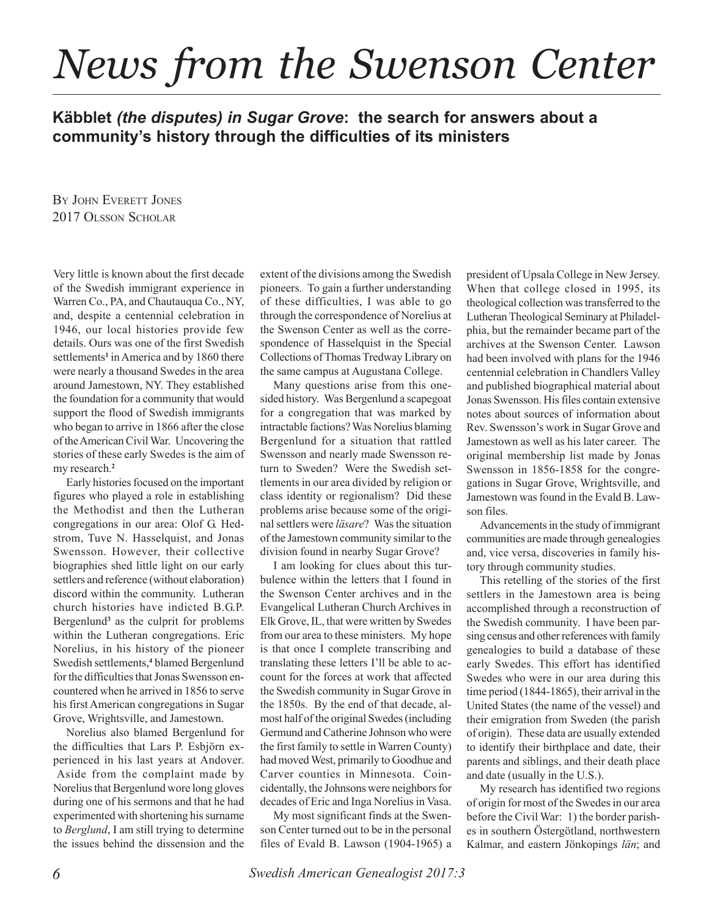# News from the Swenson Center

## Käbblet *(the disputes) in Sugar Grove*: the search for answers about a community's history through the difficulties of its ministers

By John Everett Jones
2017 Olsson Scholar

Very little is known about the first decade of the Swedish immigrant experience in Warren Co., PA, and Chautauqua Co., NY, and, despite a centennial celebration in 1946, our local histories provide few details. Ours was one of the first Swedish settlements[1] in America and by 1860 there were nearly a thousand Swedes in the area around Jamestown, NY. They established the foundation for a community that would support the flood of Swedish immigrants who began to arrive in 1866 after the close of the American Civil War. Uncovering the stories of these early Swedes is the aim of my research.[2]

Early histories focused on the important figures who played a role in establishing the Methodist and then the Lutheran congregations in our area: Olof G. Hedstrom, Tuve N. Hasselquist, and Jonas Swensson. However, their collective biographies shed little light on our early settlers and reference (without elaboration) discord within the community. Lutheran church histories have indicted B.G.P. Bergenlund[3] as the culprit for problems within the Lutheran congregations. Eric Norelius, in his history of the pioneer Swedish settlements,[4] blamed Bergenlund for the difficulties that Jonas Swensson encountered when he arrived in 1856 to serve his first American congregations in Sugar Grove, Wrightsville, and Jamestown.

Norelius also blamed Bergenlund for the difficulties that Lars P. Esbjörn experienced in his last years at Andover. Aside from the complaint made by Norelius that Bergenlund wore long gloves during one of his sermons and that he had experimented with shortening his surname to *Berglund*, I am still trying to determine the issues behind the dissension and the extent of the divisions among the Swedish pioneers. To gain a further understanding of these difficulties, I was able to go through the correspondence of Norelius at the Swenson Center as well as the correspondence of Hasselquist in the Special Collections of Thomas Tredway Library on the same campus at Augustana College.

Many questions arise from this one-sided history. Was Bergenlund a scapegoat for a congregation that was marked by intractable factions? Was Norelius blaming Bergenlund for a situation that rattled Swensson and nearly made Swensson return to Sweden? Were the Swedish settlements in our area divided by religion or class identity or regionalism? Did these problems arise because some of the original settlers were *läsare*? Was the situation of the Jamestown community similar to the division found in nearby Sugar Grove?

I am looking for clues about this turbulence within the letters that I found in the Swenson Center archives and in the Evangelical Lutheran Church Archives in Elk Grove, IL, that were written by Swedes from our area to these ministers. My hope is that once I complete transcribing and translating these letters I'll be able to account for the forces at work that affected the Swedish community in Sugar Grove in the 1850s. By the end of that decade, almost half of the original Swedes (including Germund and Catherine Johnson who were the first family to settle in Warren County) had moved West, primarily to Goodhue and Carver counties in Minnesota. Coincidentally, the Johnsons were neighbors for decades of Eric and Inga Norelius in Vasa.

My most significant finds at the Swenson Center turned out to be in the personal files of Evald B. Lawson (1904-1965) a president of Upsala College in New Jersey. When that college closed in 1995, its theological collection was transferred to the Lutheran Theological Seminary at Philadelphia, but the remainder became part of the archives at the Swenson Center. Lawson had been involved with plans for the 1946 centennial celebration in Chandlers Valley and published biographical material about Jonas Swensson. His files contain extensive notes about sources of information about Rev. Swensson's work in Sugar Grove and Jamestown as well as his later career. The original membership list made by Jonas Swensson in 1856-1858 for the congregations in Sugar Grove, Wrightsville, and Jamestown was found in the Evald B. Lawson files.

Advancements in the study of immigrant communities are made through genealogies and, vice versa, discoveries in family history through community studies.

This retelling of the stories of the first settlers in the Jamestown area is being accomplished through a reconstruction of the Swedish community. I have been parsing census and other references with family genealogies to build a database of these early Swedes. This effort has identified Swedes who were in our area during this time period (1844-1865), their arrival in the United States (the name of the vessel) and their emigration from Sweden (the parish of origin). These data are usually extended to identify their birthplace and date, their parents and siblings, and their death place and date (usually in the U.S.).

My research has identified two regions of origin for most of the Swedes in our area before the Civil War: 1) the border parishes in southern Östergötland, northwestern Kalmar, and eastern Jönkopings *län*; and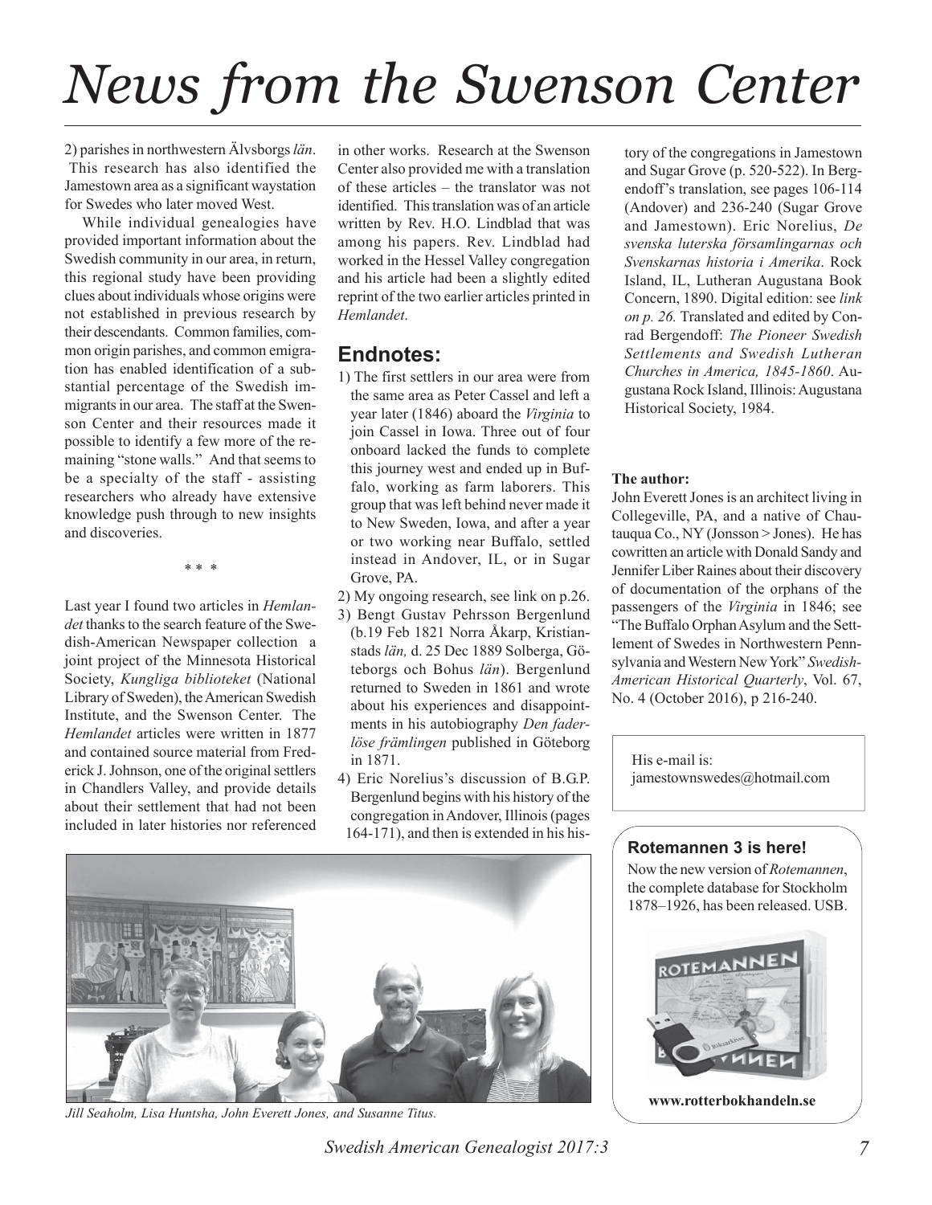# News from the Swenson Center

2) parishes in northwestern Älvsborgs *län*. This research has also identified the Jamestown area as a significant waystation for Swedes who later moved West.

While individual genealogies have provided important information about the Swedish community in our area, in return, this regional study have been providing clues about individuals whose origins were not established in previous research by their descendants. Common families, common origin parishes, and common emigration has enabled identification of a substantial percentage of the Swedish immigrants in our area. The staff at the Swenson Center and their resources made it possible to identify a few more of the remaining "stone walls." And that seems to be a specialty of the staff - assisting researchers who already have extensive knowledge push through to new insights and discoveries.

\* \* \*

Last year I found two articles in *Hemlandet* thanks to the search feature of the Swedish-American Newspaper collection a joint project of the Minnesota Historical Society, *Kungliga biblioteket* (National Library of Sweden), the American Swedish Institute, and the Swenson Center. The *Hemlandet* articles were written in 1877 and contained source material from Frederick J. Johnson, one of the original settlers in Chandlers Valley, and provide details about their settlement that had not been included in later histories nor referenced in other works. Research at the Swenson Center also provided me with a translation of these articles – the translator was not identified. This translation was of an article written by Rev. H.O. Lindblad that was among his papers. Rev. Lindblad had worked in the Hessel Valley congregation and his article had been a slightly edited reprint of the two earlier articles printed in *Hemlandet*.

## Endnotes:

1) The first settlers in our area were from the same area as Peter Cassel and left a year later (1846) aboard the *Virginia* to join Cassel in Iowa. Three out of four onboard lacked the funds to complete this journey west and ended up in Buffalo, working as farm laborers. This group that was left behind never made it to New Sweden, Iowa, and after a year or two working near Buffalo, settled instead in Andover, IL, or in Sugar Grove, PA.
2) My ongoing research, see link on p.26.
3) Bengt Gustav Pehrsson Bergenlund (b.19 Feb 1821 Norra Åkarp, Kristianstads *län,* d. 25 Dec 1889 Solberga, Göteborgs och Bohus *län*). Bergenlund returned to Sweden in 1861 and wrote about his experiences and disappointments in his autobiography *Den faderlöse främlingen* published in Göteborg in 1871.
4) Eric Norelius's discussion of B.G.P. Bergenlund begins with his history of the congregation in Andover, Illinois (pages 164-171), and then is extended in his history of the congregations in Jamestown and Sugar Grove (p. 520-522). In Bergendoff's translation, see pages 106-114 (Andover) and 236-240 (Sugar Grove and Jamestown). Eric Norelius, *De svenska luterska församlingarnas och Svenskarnas historia i Amerika*. Rock Island, IL, Lutheran Augustana Book Concern, 1890. Digital edition: see *link on p. 26.* Translated and edited by Conrad Bergendoff: *The Pioneer Swedish Settlements and Swedish Lutheran Churches in America, 1845-1860*. Augustana Rock Island, Illinois: Augustana Historical Society, 1984.

**The author:**
John Everett Jones is an architect living in Collegeville, PA, and a native of Chautauqua Co., NY (Jonsson > Jones). He has cowritten an article with Donald Sandy and Jennifer Liber Raines about their discovery of documentation of the orphans of the passengers of the *Virginia* in 1846; see "The Buffalo Orphan Asylum and the Settlement of Swedes in Northwestern Pennsylvania and Western New York" *Swedish-American Historical Quarterly*, Vol. 67, No. 4 (October 2016), p 216-240.

His e-mail is:
jamestownswedes@hotmail.com

*Jill Seaholm, Lisa Huntsha, John Everett Jones, and Susanne Titus.*

**Rotemannen 3 is here!**

Now the new version of *Rotemannen*, the complete database for Stockholm 1878–1926, has been released. USB.

**www.rotterbokhandeln.se**